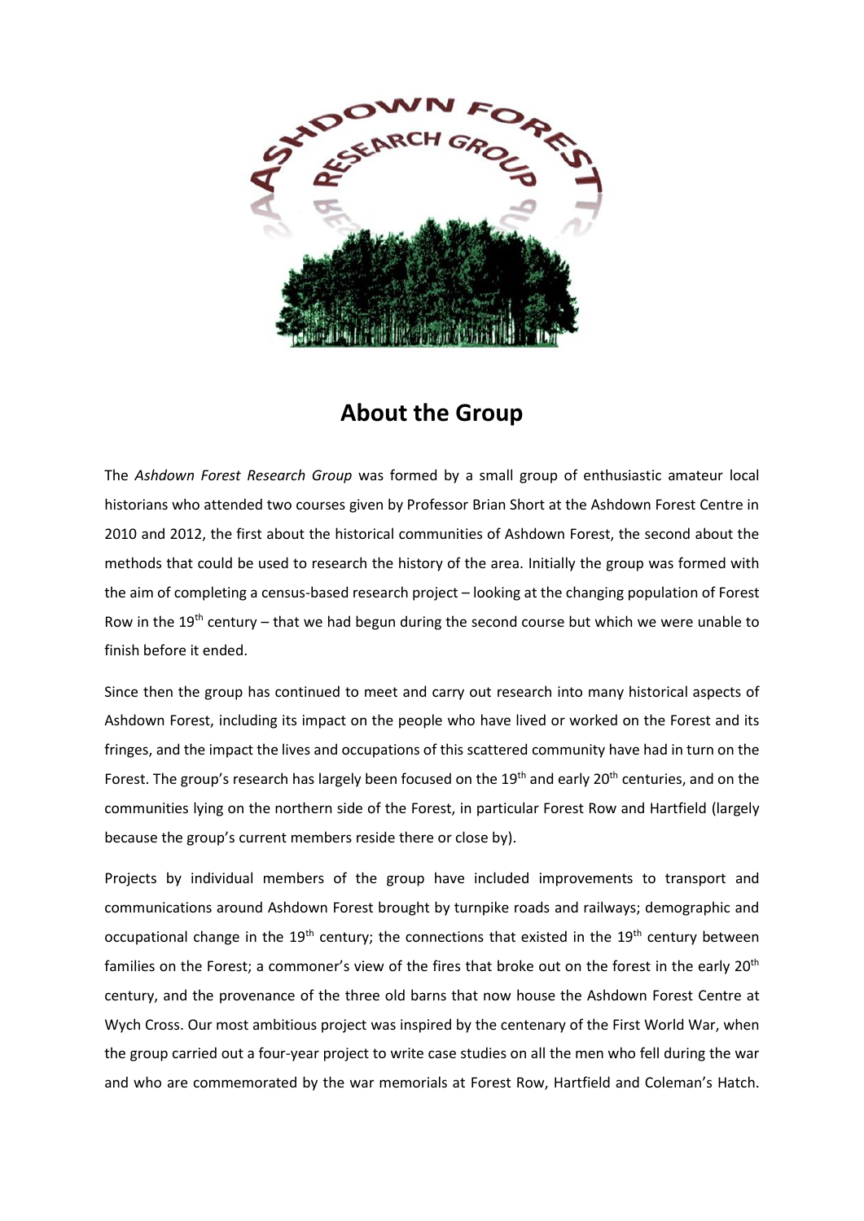# About the Group

The *Ashdown Forest Research Group* was formed by a small group of enthusiastic amateur local historians who attended two courses given by Professor Brian Short at the Ashdown Forest Centre in 2010 and 2012, the first about the historical communities of Ashdown Forest, the second about the methods that could be used to research the history of the area. Initially the group was formed with the aim of completing a census-based research project – looking at the changing population of Forest Row in the 19th century – that we had begun during the second course but which we were unable to finish before it ended.

Since then the group has continued to meet and carry out research into many historical aspects of Ashdown Forest, including its impact on the people who have lived or worked on the Forest and its fringes, and the impact the lives and occupations of this scattered community have had in turn on the Forest. The group's research has largely been focused on the 19th and early 20th centuries, and on the communities lying on the northern side of the Forest, in particular Forest Row and Hartfield (largely because the group's current members reside there or close by).

Projects by individual members of the group have included improvements to transport and communications around Ashdown Forest brought by turnpike roads and railways; demographic and occupational change in the 19th century; the connections that existed in the 19th century between families on the Forest; a commoner's view of the fires that broke out on the forest in the early 20th century, and the provenance of the three old barns that now house the Ashdown Forest Centre at Wych Cross. Our most ambitious project was inspired by the centenary of the First World War, when the group carried out a four-year project to write case studies on all the men who fell during the war and who are commemorated by the war memorials at Forest Row, Hartfield and Coleman's Hatch.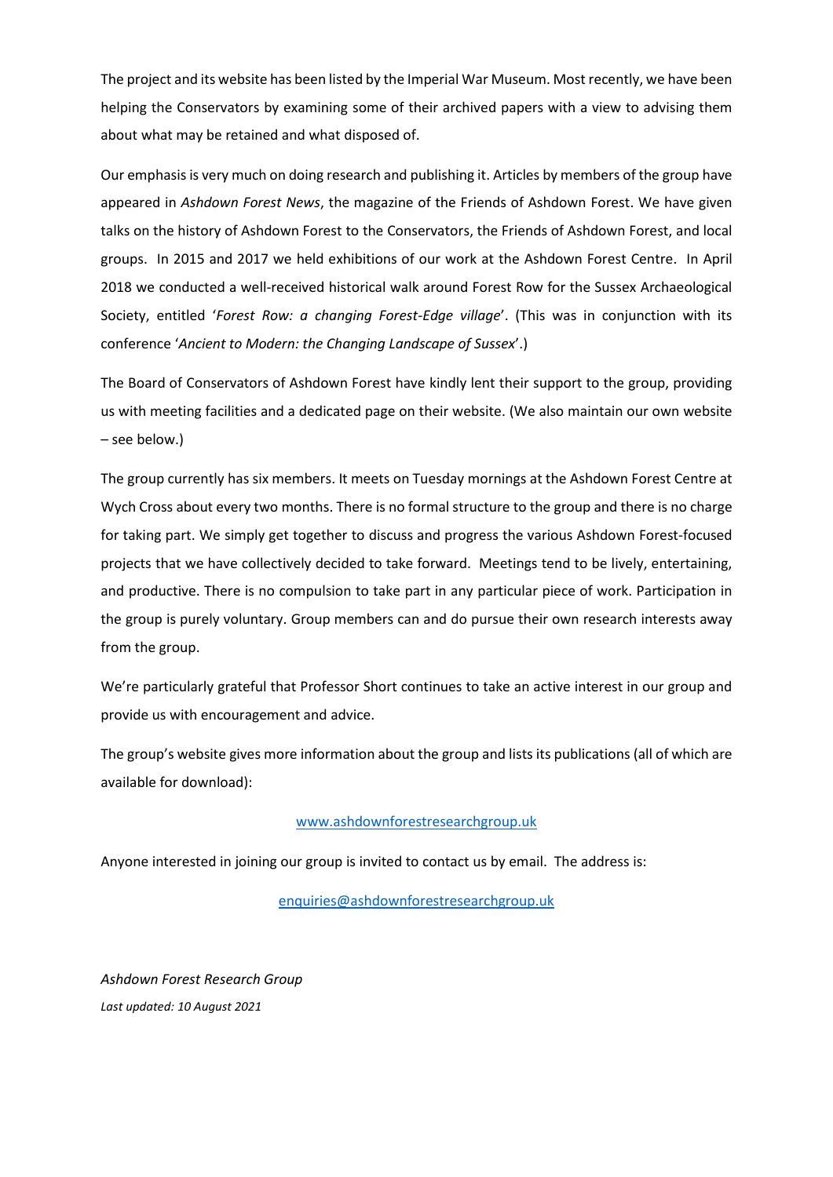The project and its website has been listed by the Imperial War Museum. Most recently, we have been helping the Conservators by examining some of their archived papers with a view to advising them about what may be retained and what disposed of.

Our emphasis is very much on doing research and publishing it. Articles by members of the group have appeared in *Ashdown Forest News*, the magazine of the Friends of Ashdown Forest. We have given talks on the history of Ashdown Forest to the Conservators, the Friends of Ashdown Forest, and local groups. In 2015 and 2017 we held exhibitions of our work at the Ashdown Forest Centre. In April 2018 we conducted a well-received historical walk around Forest Row for the Sussex Archaeological Society, entitled '*Forest Row: a changing Forest-Edge village*'. (This was in conjunction with its conference '*Ancient to Modern: the Changing Landscape of Sussex*'.)

The Board of Conservators of Ashdown Forest have kindly lent their support to the group, providing us with meeting facilities and a dedicated page on their website. (We also maintain our own website – see below.)

The group currently has six members. It meets on Tuesday mornings at the Ashdown Forest Centre at Wych Cross about every two months. There is no formal structure to the group and there is no charge for taking part. We simply get together to discuss and progress the various Ashdown Forest-focused projects that we have collectively decided to take forward. Meetings tend to be lively, entertaining, and productive. There is no compulsion to take part in any particular piece of work. Participation in the group is purely voluntary. Group members can and do pursue their own research interests away from the group.

We're particularly grateful that Professor Short continues to take an active interest in our group and provide us with encouragement and advice.

The group's website gives more information about the group and lists its publications (all of which are available for download):

[www.ashdownforestresearchgroup.uk](http://www.ashdownforestresearchgroup.uk)

Anyone interested in joining our group is invited to contact us by email. The address is:

[enquiries@ashdownforestresearchgroup.uk](mailto:enquiries@ashdownforestresearchgroup.uk)

*Ashdown Forest Research Group*

*Last updated: 10 August 2021*